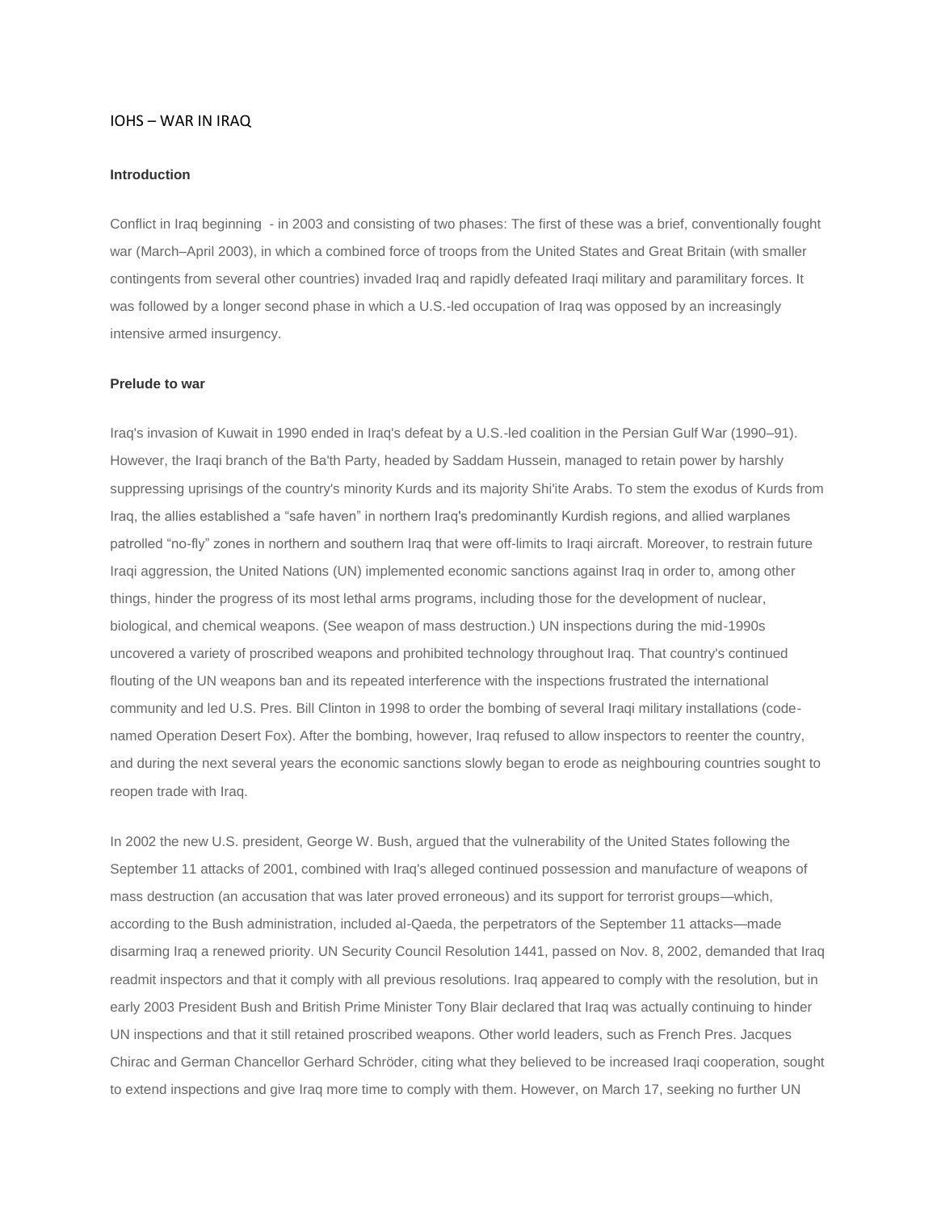# IOHS – WAR IN IRAQ

### Introduction

Conflict in Iraq beginning - in 2003 and consisting of two phases: The first of these was a brief, conventionally fought war (March–April 2003), in which a combined force of troops from the United States and Great Britain (with smaller contingents from several other countries) invaded Iraq and rapidly defeated Iraqi military and paramilitary forces. It was followed by a longer second phase in which a U.S.-led occupation of Iraq was opposed by an increasingly intensive armed insurgency.

### Prelude to war

Iraq's invasion of Kuwait in 1990 ended in Iraq's defeat by a U.S.-led coalition in the Persian Gulf War (1990–91). However, the Iraqi branch of the Ba'th Party, headed by Saddam Hussein, managed to retain power by harshly suppressing uprisings of the country's minority Kurds and its majority Shi'ite Arabs. To stem the exodus of Kurds from Iraq, the allies established a "safe haven" in northern Iraq's predominantly Kurdish regions, and allied warplanes patrolled "no-fly" zones in northern and southern Iraq that were off-limits to Iraqi aircraft. Moreover, to restrain future Iraqi aggression, the United Nations (UN) implemented economic sanctions against Iraq in order to, among other things, hinder the progress of its most lethal arms programs, including those for the development of nuclear, biological, and chemical weapons. (See weapon of mass destruction.) UN inspections during the mid-1990s uncovered a variety of proscribed weapons and prohibited technology throughout Iraq. That country's continued flouting of the UN weapons ban and its repeated interference with the inspections frustrated the international community and led U.S. Pres. Bill Clinton in 1998 to order the bombing of several Iraqi military installations (code-named Operation Desert Fox). After the bombing, however, Iraq refused to allow inspectors to reenter the country, and during the next several years the economic sanctions slowly began to erode as neighbouring countries sought to reopen trade with Iraq.

In 2002 the new U.S. president, George W. Bush, argued that the vulnerability of the United States following the September 11 attacks of 2001, combined with Iraq's alleged continued possession and manufacture of weapons of mass destruction (an accusation that was later proved erroneous) and its support for terrorist groups—which, according to the Bush administration, included al-Qaeda, the perpetrators of the September 11 attacks—made disarming Iraq a renewed priority. UN Security Council Resolution 1441, passed on Nov. 8, 2002, demanded that Iraq readmit inspectors and that it comply with all previous resolutions. Iraq appeared to comply with the resolution, but in early 2003 President Bush and British Prime Minister Tony Blair declared that Iraq was actually continuing to hinder UN inspections and that it still retained proscribed weapons. Other world leaders, such as French Pres. Jacques Chirac and German Chancellor Gerhard Schröder, citing what they believed to be increased Iraqi cooperation, sought to extend inspections and give Iraq more time to comply with them. However, on March 17, seeking no further UN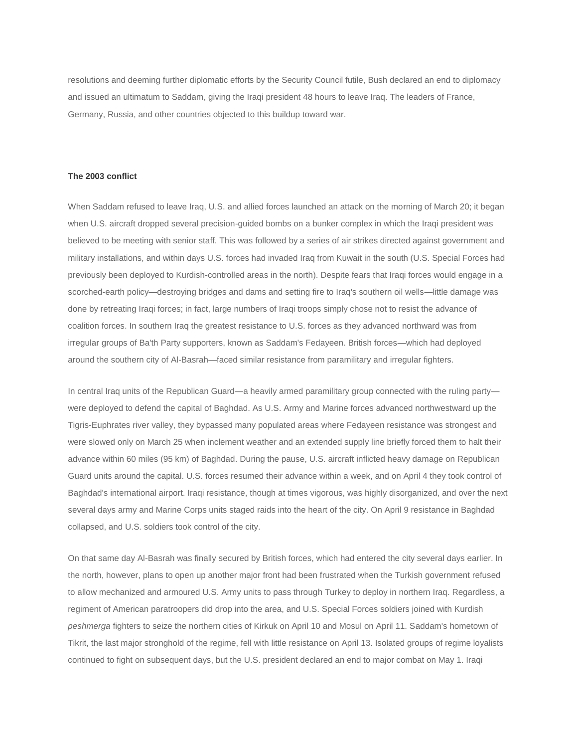resolutions and deeming further diplomatic efforts by the Security Council futile, Bush declared an end to diplomacy and issued an ultimatum to Saddam, giving the Iraqi president 48 hours to leave Iraq. The leaders of France, Germany, Russia, and other countries objected to this buildup toward war.

**The 2003 conflict**

When Saddam refused to leave Iraq, U.S. and allied forces launched an attack on the morning of March 20; it began when U.S. aircraft dropped several precision-guided bombs on a bunker complex in which the Iraqi president was believed to be meeting with senior staff. This was followed by a series of air strikes directed against government and military installations, and within days U.S. forces had invaded Iraq from Kuwait in the south (U.S. Special Forces had previously been deployed to Kurdish-controlled areas in the north). Despite fears that Iraqi forces would engage in a scorched-earth policy—destroying bridges and dams and setting fire to Iraq's southern oil wells—little damage was done by retreating Iraqi forces; in fact, large numbers of Iraqi troops simply chose not to resist the advance of coalition forces. In southern Iraq the greatest resistance to U.S. forces as they advanced northward was from irregular groups of Ba'th Party supporters, known as Saddam's Fedayeen. British forces—which had deployed around the southern city of Al-Basrah—faced similar resistance from paramilitary and irregular fighters.

In central Iraq units of the Republican Guard—a heavily armed paramilitary group connected with the ruling party—were deployed to defend the capital of Baghdad. As U.S. Army and Marine forces advanced northwestward up the Tigris-Euphrates river valley, they bypassed many populated areas where Fedayeen resistance was strongest and were slowed only on March 25 when inclement weather and an extended supply line briefly forced them to halt their advance within 60 miles (95 km) of Baghdad. During the pause, U.S. aircraft inflicted heavy damage on Republican Guard units around the capital. U.S. forces resumed their advance within a week, and on April 4 they took control of Baghdad's international airport. Iraqi resistance, though at times vigorous, was highly disorganized, and over the next several days army and Marine Corps units staged raids into the heart of the city. On April 9 resistance in Baghdad collapsed, and U.S. soldiers took control of the city.

On that same day Al-Basrah was finally secured by British forces, which had entered the city several days earlier. In the north, however, plans to open up another major front had been frustrated when the Turkish government refused to allow mechanized and armoured U.S. Army units to pass through Turkey to deploy in northern Iraq. Regardless, a regiment of American paratroopers did drop into the area, and U.S. Special Forces soldiers joined with Kurdish *peshmerga* fighters to seize the northern cities of Kirkuk on April 10 and Mosul on April 11. Saddam's hometown of Tikrit, the last major stronghold of the regime, fell with little resistance on April 13. Isolated groups of regime loyalists continued to fight on subsequent days, but the U.S. president declared an end to major combat on May 1. Iraqi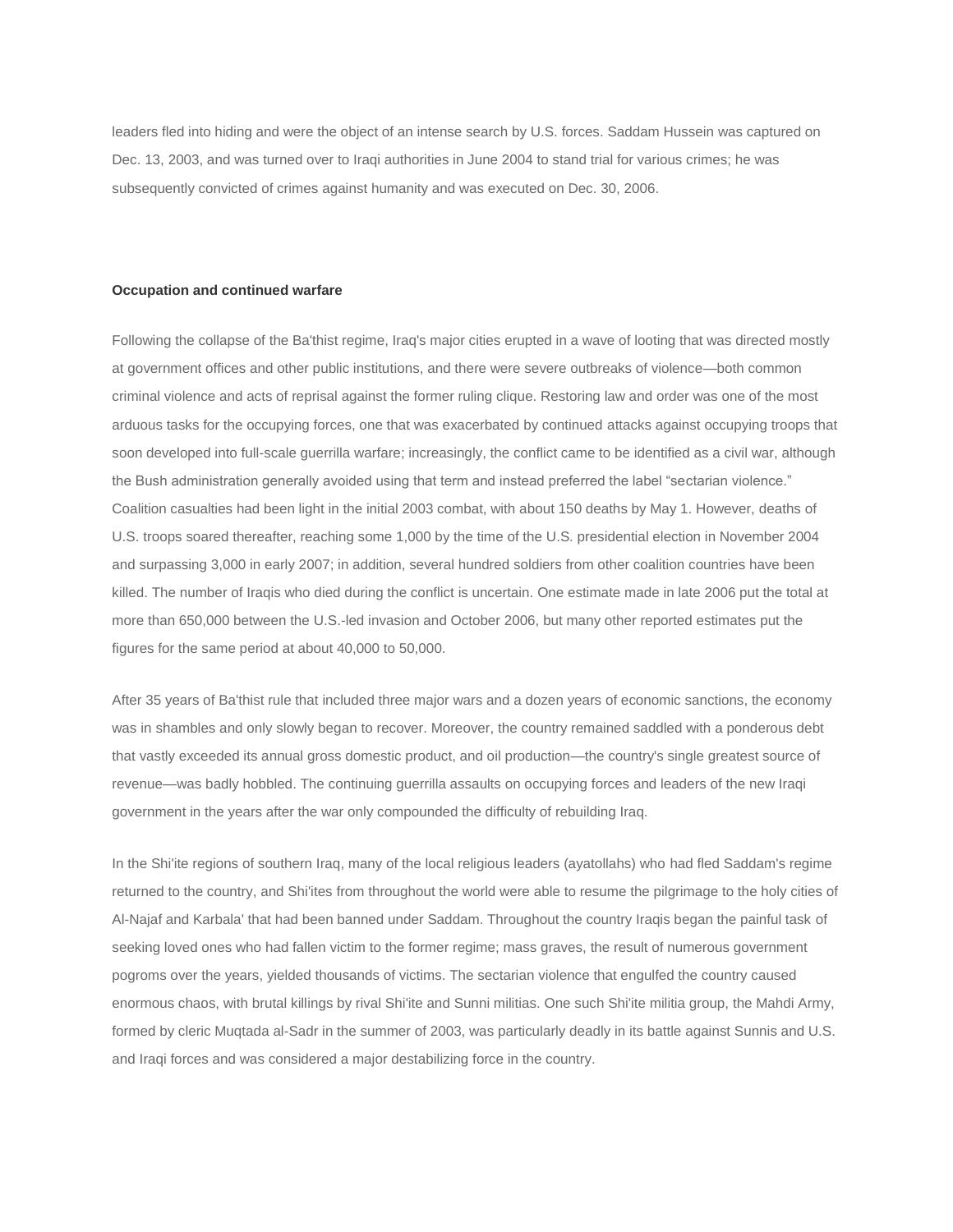leaders fled into hiding and were the object of an intense search by U.S. forces. Saddam Hussein was captured on Dec. 13, 2003, and was turned over to Iraqi authorities in June 2004 to stand trial for various crimes; he was subsequently convicted of crimes against humanity and was executed on Dec. 30, 2006.

**Occupation and continued warfare**

Following the collapse of the Ba'thist regime, Iraq's major cities erupted in a wave of looting that was directed mostly at government offices and other public institutions, and there were severe outbreaks of violence—both common criminal violence and acts of reprisal against the former ruling clique. Restoring law and order was one of the most arduous tasks for the occupying forces, one that was exacerbated by continued attacks against occupying troops that soon developed into full-scale guerrilla warfare; increasingly, the conflict came to be identified as a civil war, although the Bush administration generally avoided using that term and instead preferred the label "sectarian violence." Coalition casualties had been light in the initial 2003 combat, with about 150 deaths by May 1. However, deaths of U.S. troops soared thereafter, reaching some 1,000 by the time of the U.S. presidential election in November 2004 and surpassing 3,000 in early 2007; in addition, several hundred soldiers from other coalition countries have been killed. The number of Iraqis who died during the conflict is uncertain. One estimate made in late 2006 put the total at more than 650,000 between the U.S.-led invasion and October 2006, but many other reported estimates put the figures for the same period at about 40,000 to 50,000.

After 35 years of Ba'thist rule that included three major wars and a dozen years of economic sanctions, the economy was in shambles and only slowly began to recover. Moreover, the country remained saddled with a ponderous debt that vastly exceeded its annual gross domestic product, and oil production—the country's single greatest source of revenue—was badly hobbled. The continuing guerrilla assaults on occupying forces and leaders of the new Iraqi government in the years after the war only compounded the difficulty of rebuilding Iraq.

In the Shi'ite regions of southern Iraq, many of the local religious leaders (ayatollahs) who had fled Saddam's regime returned to the country, and Shi'ites from throughout the world were able to resume the pilgrimage to the holy cities of Al-Najaf and Karbala' that had been banned under Saddam. Throughout the country Iraqis began the painful task of seeking loved ones who had fallen victim to the former regime; mass graves, the result of numerous government pogroms over the years, yielded thousands of victims. The sectarian violence that engulfed the country caused enormous chaos, with brutal killings by rival Shi'ite and Sunni militias. One such Shi'ite militia group, the Mahdi Army, formed by cleric Muqtada al-Sadr in the summer of 2003, was particularly deadly in its battle against Sunnis and U.S. and Iraqi forces and was considered a major destabilizing force in the country.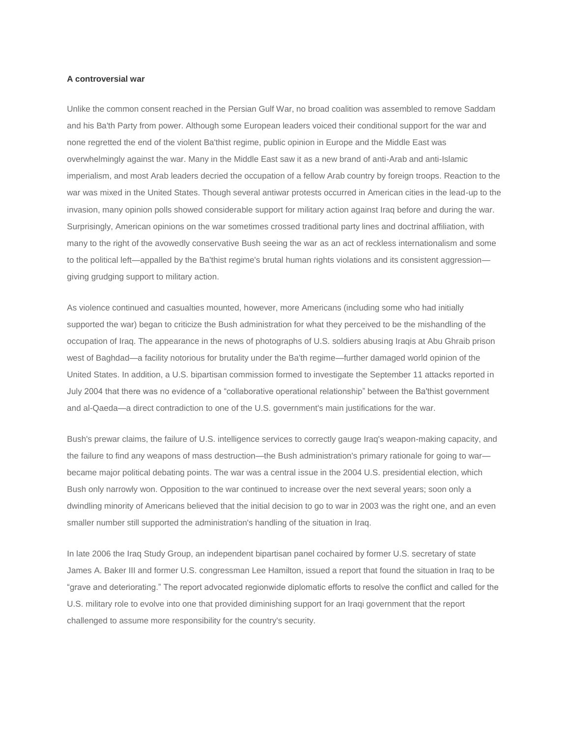**A controversial war**

Unlike the common consent reached in the Persian Gulf War, no broad coalition was assembled to remove Saddam and his Ba'th Party from power. Although some European leaders voiced their conditional support for the war and none regretted the end of the violent Ba'thist regime, public opinion in Europe and the Middle East was overwhelmingly against the war. Many in the Middle East saw it as a new brand of anti-Arab and anti-Islamic imperialism, and most Arab leaders decried the occupation of a fellow Arab country by foreign troops. Reaction to the war was mixed in the United States. Though several antiwar protests occurred in American cities in the lead-up to the invasion, many opinion polls showed considerable support for military action against Iraq before and during the war. Surprisingly, American opinions on the war sometimes crossed traditional party lines and doctrinal affiliation, with many to the right of the avowedly conservative Bush seeing the war as an act of reckless internationalism and some to the political left—appalled by the Ba'thist regime's brutal human rights violations and its consistent aggression—giving grudging support to military action.

As violence continued and casualties mounted, however, more Americans (including some who had initially supported the war) began to criticize the Bush administration for what they perceived to be the mishandling of the occupation of Iraq. The appearance in the news of photographs of U.S. soldiers abusing Iraqis at Abu Ghraib prison west of Baghdad—a facility notorious for brutality under the Ba'th regime—further damaged world opinion of the United States. In addition, a U.S. bipartisan commission formed to investigate the September 11 attacks reported in July 2004 that there was no evidence of a "collaborative operational relationship" between the Ba'thist government and al-Qaeda—a direct contradiction to one of the U.S. government's main justifications for the war.

Bush's prewar claims, the failure of U.S. intelligence services to correctly gauge Iraq's weapon-making capacity, and the failure to find any weapons of mass destruction—the Bush administration's primary rationale for going to war—became major political debating points. The war was a central issue in the 2004 U.S. presidential election, which Bush only narrowly won. Opposition to the war continued to increase over the next several years; soon only a dwindling minority of Americans believed that the initial decision to go to war in 2003 was the right one, and an even smaller number still supported the administration's handling of the situation in Iraq.

In late 2006 the Iraq Study Group, an independent bipartisan panel cochaired by former U.S. secretary of state James A. Baker III and former U.S. congressman Lee Hamilton, issued a report that found the situation in Iraq to be "grave and deteriorating." The report advocated regionwide diplomatic efforts to resolve the conflict and called for the U.S. military role to evolve into one that provided diminishing support for an Iraqi government that the report challenged to assume more responsibility for the country's security.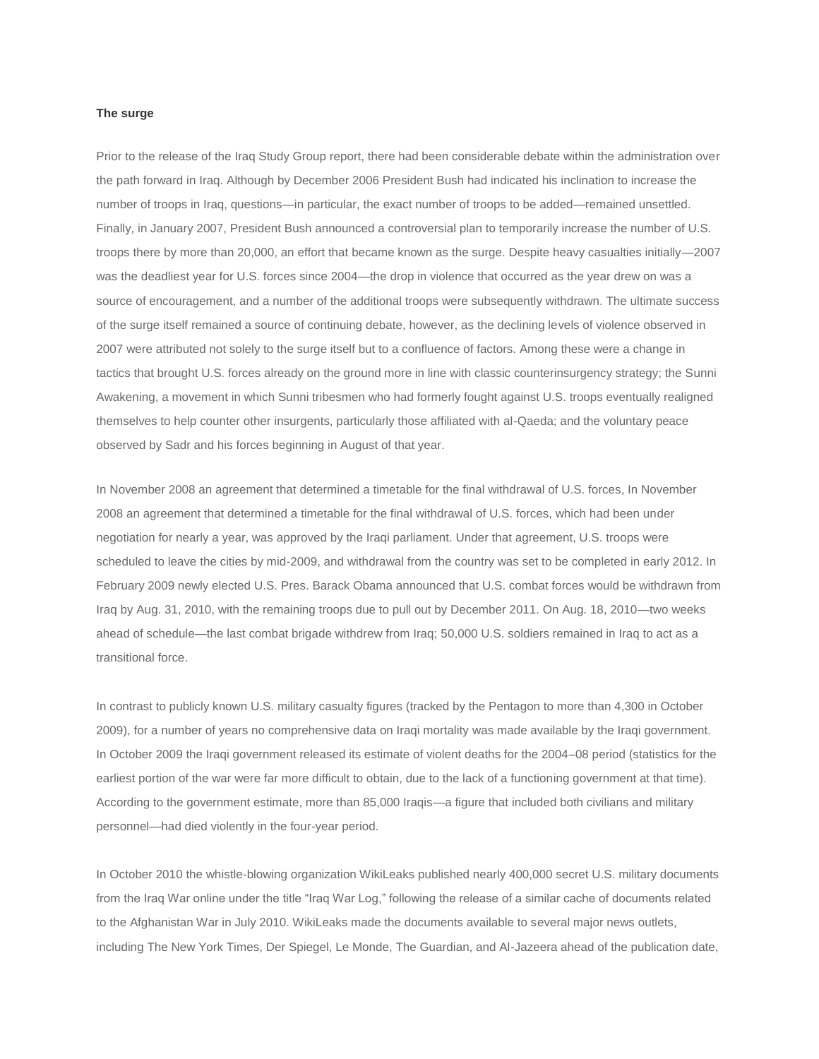**The surge**

Prior to the release of the Iraq Study Group report, there had been considerable debate within the administration over the path forward in Iraq. Although by December 2006 President Bush had indicated his inclination to increase the number of troops in Iraq, questions—in particular, the exact number of troops to be added—remained unsettled. Finally, in January 2007, President Bush announced a controversial plan to temporarily increase the number of U.S. troops there by more than 20,000, an effort that became known as the surge. Despite heavy casualties initially—2007 was the deadliest year for U.S. forces since 2004—the drop in violence that occurred as the year drew on was a source of encouragement, and a number of the additional troops were subsequently withdrawn. The ultimate success of the surge itself remained a source of continuing debate, however, as the declining levels of violence observed in 2007 were attributed not solely to the surge itself but to a confluence of factors. Among these were a change in tactics that brought U.S. forces already on the ground more in line with classic counterinsurgency strategy; the Sunni Awakening, a movement in which Sunni tribesmen who had formerly fought against U.S. troops eventually realigned themselves to help counter other insurgents, particularly those affiliated with al-Qaeda; and the voluntary peace observed by Sadr and his forces beginning in August of that year.

In November 2008 an agreement that determined a timetable for the final withdrawal of U.S. forces, In November 2008 an agreement that determined a timetable for the final withdrawal of U.S. forces, which had been under negotiation for nearly a year, was approved by the Iraqi parliament. Under that agreement, U.S. troops were scheduled to leave the cities by mid-2009, and withdrawal from the country was set to be completed in early 2012. In February 2009 newly elected U.S. Pres. Barack Obama announced that U.S. combat forces would be withdrawn from Iraq by Aug. 31, 2010, with the remaining troops due to pull out by December 2011. On Aug. 18, 2010—two weeks ahead of schedule—the last combat brigade withdrew from Iraq; 50,000 U.S. soldiers remained in Iraq to act as a transitional force.

In contrast to publicly known U.S. military casualty figures (tracked by the Pentagon to more than 4,300 in October 2009), for a number of years no comprehensive data on Iraqi mortality was made available by the Iraqi government. In October 2009 the Iraqi government released its estimate of violent deaths for the 2004–08 period (statistics for the earliest portion of the war were far more difficult to obtain, due to the lack of a functioning government at that time). According to the government estimate, more than 85,000 Iraqis—a figure that included both civilians and military personnel—had died violently in the four-year period.

In October 2010 the whistle-blowing organization WikiLeaks published nearly 400,000 secret U.S. military documents from the Iraq War online under the title "Iraq War Log," following the release of a similar cache of documents related to the Afghanistan War in July 2010. WikiLeaks made the documents available to several major news outlets, including The New York Times, Der Spiegel, Le Monde, The Guardian, and Al-Jazeera ahead of the publication date,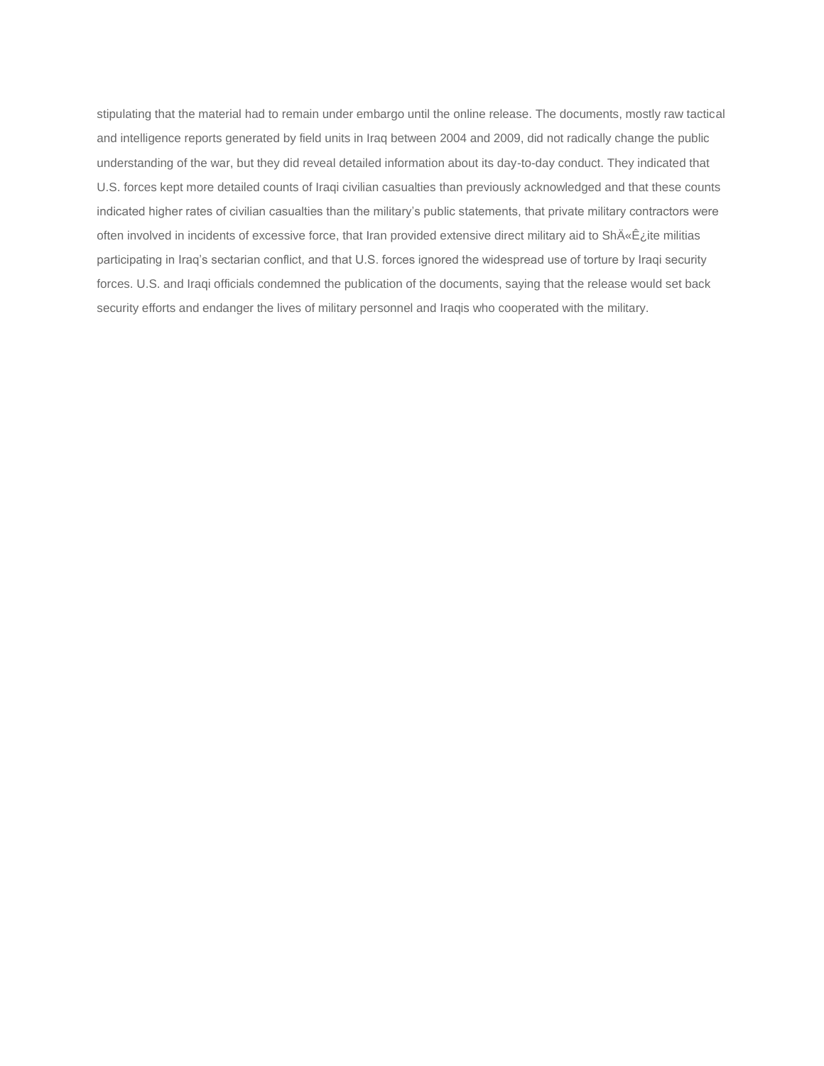stipulating that the material had to remain under embargo until the online release. The documents, mostly raw tactical and intelligence reports generated by field units in Iraq between 2004 and 2009, did not radically change the public understanding of the war, but they did reveal detailed information about its day-to-day conduct. They indicated that U.S. forces kept more detailed counts of Iraqi civilian casualties than previously acknowledged and that these counts indicated higher rates of civilian casualties than the military's public statements, that private military contractors were often involved in incidents of excessive force, that Iran provided extensive direct military aid to ShÄ«Ê¿ite militias participating in Iraq's sectarian conflict, and that U.S. forces ignored the widespread use of torture by Iraqi security forces. U.S. and Iraqi officials condemned the publication of the documents, saying that the release would set back security efforts and endanger the lives of military personnel and Iraqis who cooperated with the military.